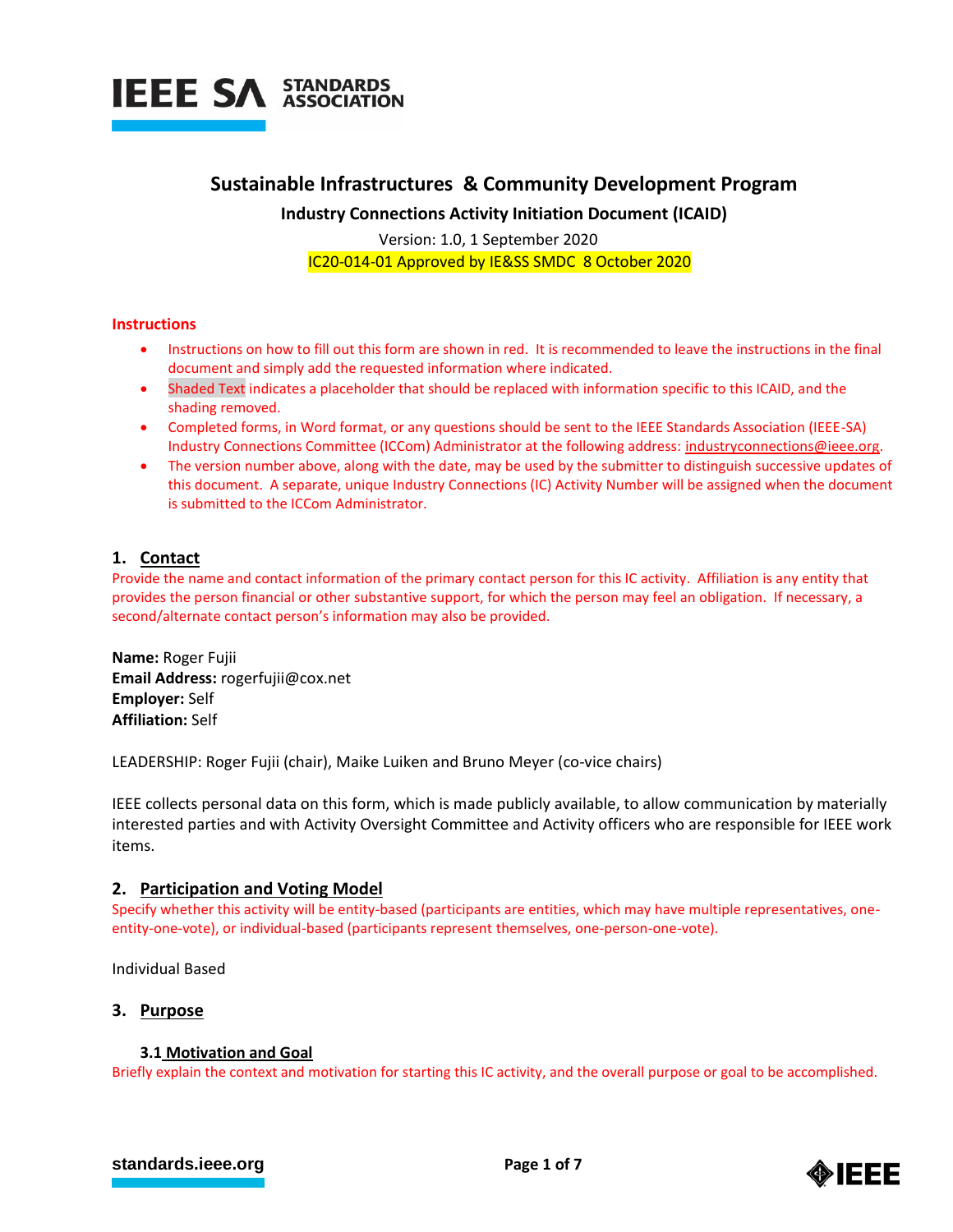**IEEE SA** STANDARDS ASSOCIATION

# Sustainable Infrastructures & Community Development Program

**Industry Connections Activity Initiation Document (ICAID)**

Version: 1.0, 1 September 2020

IC20-014-01 Approved by IE&SS SMDC 8 October 2020

## Instructions

- Instructions on how to fill out this form are shown in red. It is recommended to leave the instructions in the final document and simply add the requested information where indicated.
- Shaded Text indicates a placeholder that should be replaced with information specific to this ICAID, and the shading removed.
- Completed forms, in Word format, or any questions should be sent to the IEEE Standards Association (IEEE-SA) Industry Connections Committee (ICCom) Administrator at the following address: industryconnections@ieee.org.
- The version number above, along with the date, may be used by the submitter to distinguish successive updates of this document. A separate, unique Industry Connections (IC) Activity Number will be assigned when the document is submitted to the ICCom Administrator.

## 1. Contact

Provide the name and contact information of the primary contact person for this IC activity. Affiliation is any entity that provides the person financial or other substantive support, for which the person may feel an obligation. If necessary, a second/alternate contact person's information may also be provided.

**Name:** Roger Fujii
**Email Address:** rogerfujii@cox.net
**Employer:** Self
**Affiliation:** Self

LEADERSHIP: Roger Fujii (chair), Maike Luiken and Bruno Meyer (co-vice chairs)

IEEE collects personal data on this form, which is made publicly available, to allow communication by materially interested parties and with Activity Oversight Committee and Activity officers who are responsible for IEEE work items.

## 2. Participation and Voting Model

Specify whether this activity will be entity-based (participants are entities, which may have multiple representatives, one-entity-one-vote), or individual-based (participants represent themselves, one-person-one-vote).

Individual Based

## 3. Purpose

### 3.1 Motivation and Goal

Briefly explain the context and motivation for starting this IC activity, and the overall purpose or goal to be accomplished.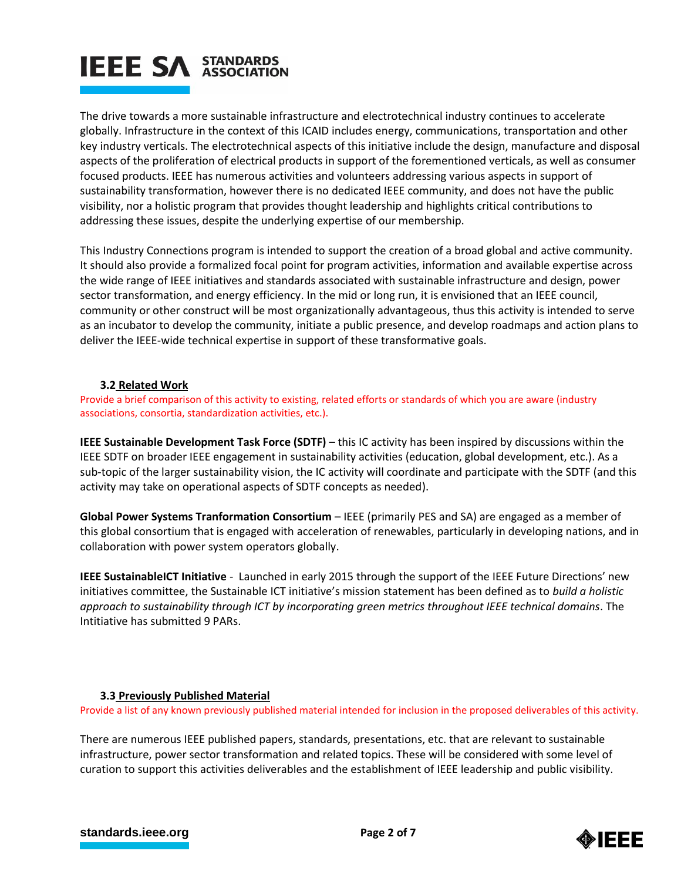The drive towards a more sustainable infrastructure and electrotechnical industry continues to accelerate globally. Infrastructure in the context of this ICAID includes energy, communications, transportation and other key industry verticals. The electrotechnical aspects of this initiative include the design, manufacture and disposal aspects of the proliferation of electrical products in support of the forementioned verticals, as well as consumer focused products. IEEE has numerous activities and volunteers addressing various aspects in support of sustainability transformation, however there is no dedicated IEEE community, and does not have the public visibility, nor a holistic program that provides thought leadership and highlights critical contributions to addressing these issues, despite the underlying expertise of our membership.

This Industry Connections program is intended to support the creation of a broad global and active community. It should also provide a formalized focal point for program activities, information and available expertise across the wide range of IEEE initiatives and standards associated with sustainable infrastructure and design, power sector transformation, and energy efficiency. In the mid or long run, it is envisioned that an IEEE council, community or other construct will be most organizationally advantageous, thus this activity is intended to serve as an incubator to develop the community, initiate a public presence, and develop roadmaps and action plans to deliver the IEEE-wide technical expertise in support of these transformative goals.

### 3.2 Related Work

Provide a brief comparison of this activity to existing, related efforts or standards of which you are aware (industry associations, consortia, standardization activities, etc.).

**IEEE Sustainable Development Task Force (SDTF)** – this IC activity has been inspired by discussions within the IEEE SDTF on broader IEEE engagement in sustainability activities (education, global development, etc.). As a sub-topic of the larger sustainability vision, the IC activity will coordinate and participate with the SDTF (and this activity may take on operational aspects of SDTF concepts as needed).

**Global Power Systems Tranformation Consortium** – IEEE (primarily PES and SA) are engaged as a member of this global consortium that is engaged with acceleration of renewables, particularly in developing nations, and in collaboration with power system operators globally.

**IEEE SustainableICT Initiative** - Launched in early 2015 through the support of the IEEE Future Directions' new initiatives committee, the Sustainable ICT initiative's mission statement has been defined as to *build a holistic approach to sustainability through ICT by incorporating green metrics throughout IEEE technical domains*. The Intitiative has submitted 9 PARs.

### 3.3 Previously Published Material

Provide a list of any known previously published material intended for inclusion in the proposed deliverables of this activity.

There are numerous IEEE published papers, standards, presentations, etc. that are relevant to sustainable infrastructure, power sector transformation and related topics. These will be considered with some level of curation to support this activities deliverables and the establishment of IEEE leadership and public visibility.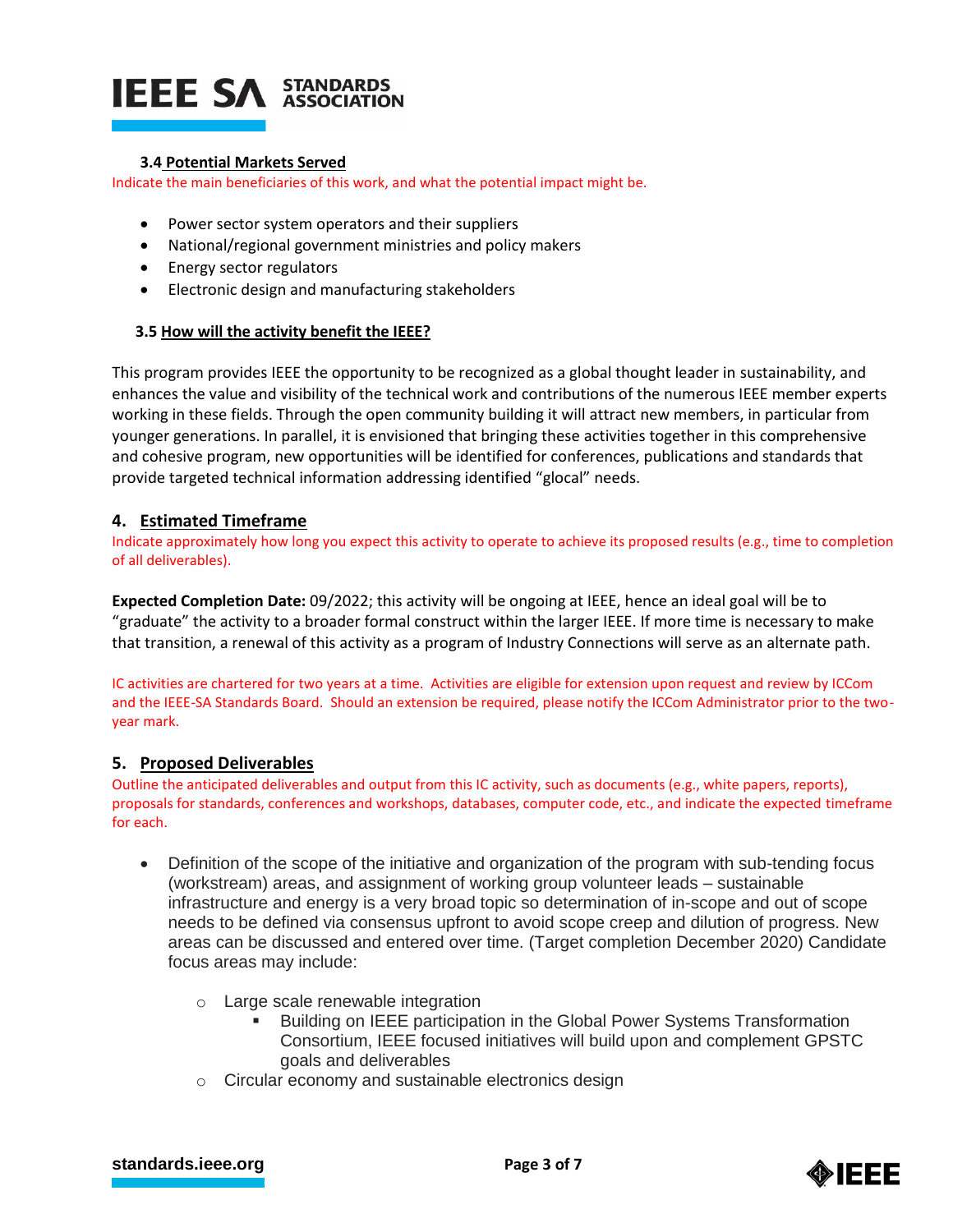### 3.4 Potential Markets Served

Indicate the main beneficiaries of this work, and what the potential impact might be.

- Power sector system operators and their suppliers
- National/regional government ministries and policy makers
- Energy sector regulators
- Electronic design and manufacturing stakeholders

### 3.5 How will the activity benefit the IEEE?

This program provides IEEE the opportunity to be recognized as a global thought leader in sustainability, and enhances the value and visibility of the technical work and contributions of the numerous IEEE member experts working in these fields. Through the open community building it will attract new members, in particular from younger generations. In parallel, it is envisioned that bringing these activities together in this comprehensive and cohesive program, new opportunities will be identified for conferences, publications and standards that provide targeted technical information addressing identified "glocal" needs.

## 4. Estimated Timeframe

Indicate approximately how long you expect this activity to operate to achieve its proposed results (e.g., time to completion of all deliverables).

**Expected Completion Date:** 09/2022; this activity will be ongoing at IEEE, hence an ideal goal will be to "graduate" the activity to a broader formal construct within the larger IEEE. If more time is necessary to make that transition, a renewal of this activity as a program of Industry Connections will serve as an alternate path.

IC activities are chartered for two years at a time. Activities are eligible for extension upon request and review by ICCom and the IEEE-SA Standards Board. Should an extension be required, please notify the ICCom Administrator prior to the two-year mark.

## 5. Proposed Deliverables

Outline the anticipated deliverables and output from this IC activity, such as documents (e.g., white papers, reports), proposals for standards, conferences and workshops, databases, computer code, etc., and indicate the expected timeframe for each.

- Definition of the scope of the initiative and organization of the program with sub-tending focus (workstream) areas, and assignment of working group volunteer leads – sustainable infrastructure and energy is a very broad topic so determination of in-scope and out of scope needs to be defined via consensus upfront to avoid scope creep and dilution of progress. New areas can be discussed and entered over time. (Target completion December 2020) Candidate focus areas may include:
  - Large scale renewable integration
    - Building on IEEE participation in the Global Power Systems Transformation Consortium, IEEE focused initiatives will build upon and complement GPSTC goals and deliverables
  - Circular economy and sustainable electronics design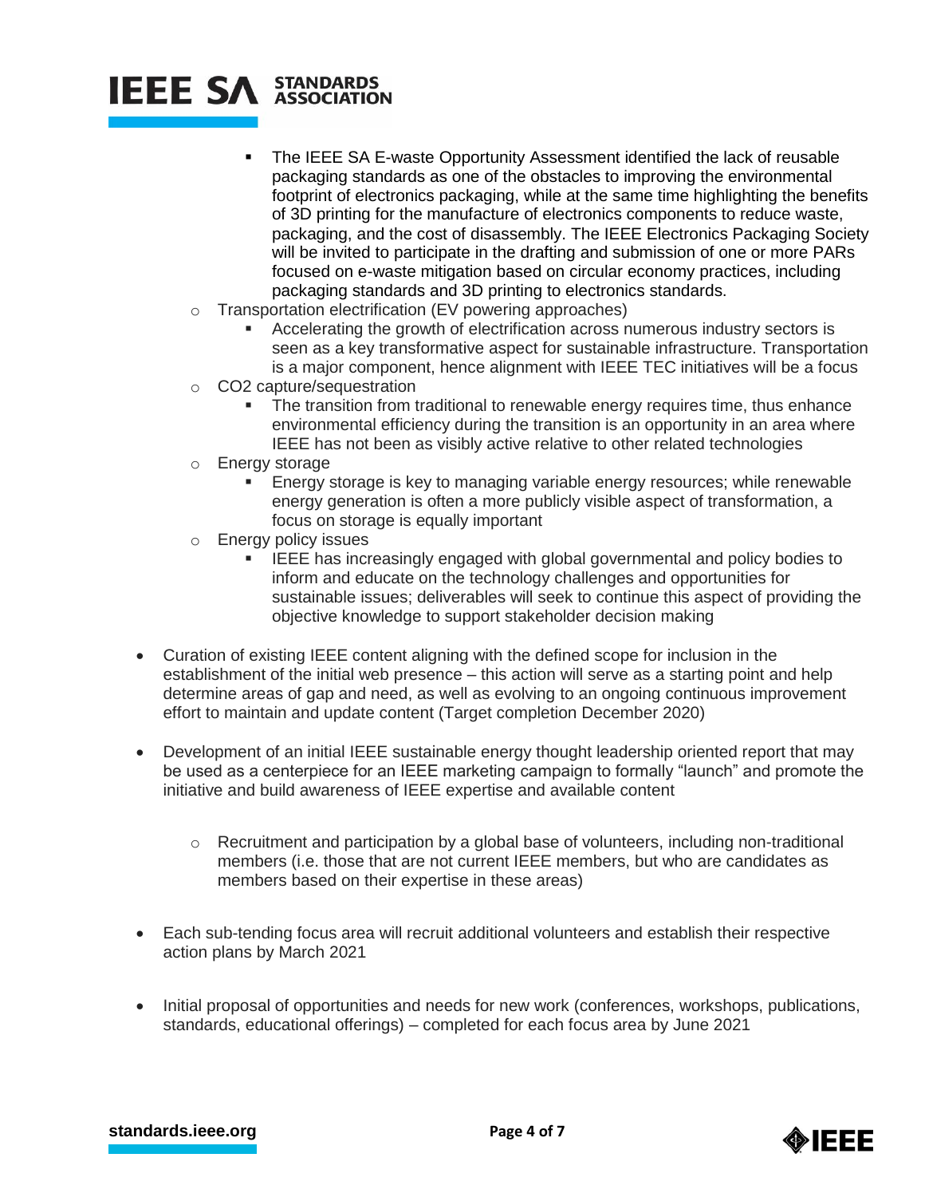- The IEEE SA E-waste Opportunity Assessment identified the lack of reusable packaging standards as one of the obstacles to improving the environmental footprint of electronics packaging, while at the same time highlighting the benefits of 3D printing for the manufacture of electronics components to reduce waste, packaging, and the cost of disassembly. The IEEE Electronics Packaging Society will be invited to participate in the drafting and submission of one or more PARs focused on e-waste mitigation based on circular economy practices, including packaging standards and 3D printing to electronics standards.
  - Transportation electrification (EV powering approaches)
    - Accelerating the growth of electrification across numerous industry sectors is seen as a key transformative aspect for sustainable infrastructure. Transportation is a major component, hence alignment with IEEE TEC initiatives will be a focus
  - $CO_2$ capture/sequestration
    - The transition from traditional to renewable energy requires time, thus enhance environmental efficiency during the transition is an opportunity in an area where IEEE has not been as visibly active relative to other related technologies
  - Energy storage
    - Energy storage is key to managing variable energy resources; while renewable energy generation is often a more publicly visible aspect of transformation, a focus on storage is equally important
  - Energy policy issues
    - IEEE has increasingly engaged with global governmental and policy bodies to inform and educate on the technology challenges and opportunities for sustainable issues; deliverables will seek to continue this aspect of providing the objective knowledge to support stakeholder decision making

- Curation of existing IEEE content aligning with the defined scope for inclusion in the establishment of the initial web presence – this action will serve as a starting point and help determine areas of gap and need, as well as evolving to an ongoing continuous improvement effort to maintain and update content (Target completion December 2020)

- Development of an initial IEEE sustainable energy thought leadership oriented report that may be used as a centerpiece for an IEEE marketing campaign to formally "launch" and promote the initiative and build awareness of IEEE expertise and available content

  - Recruitment and participation by a global base of volunteers, including non-traditional members (i.e. those that are not current IEEE members, but who are candidates as members based on their expertise in these areas)

- Each sub-tending focus area will recruit additional volunteers and establish their respective action plans by March 2021

- Initial proposal of opportunities and needs for new work (conferences, workshops, publications, standards, educational offerings) – completed for each focus area by June 2021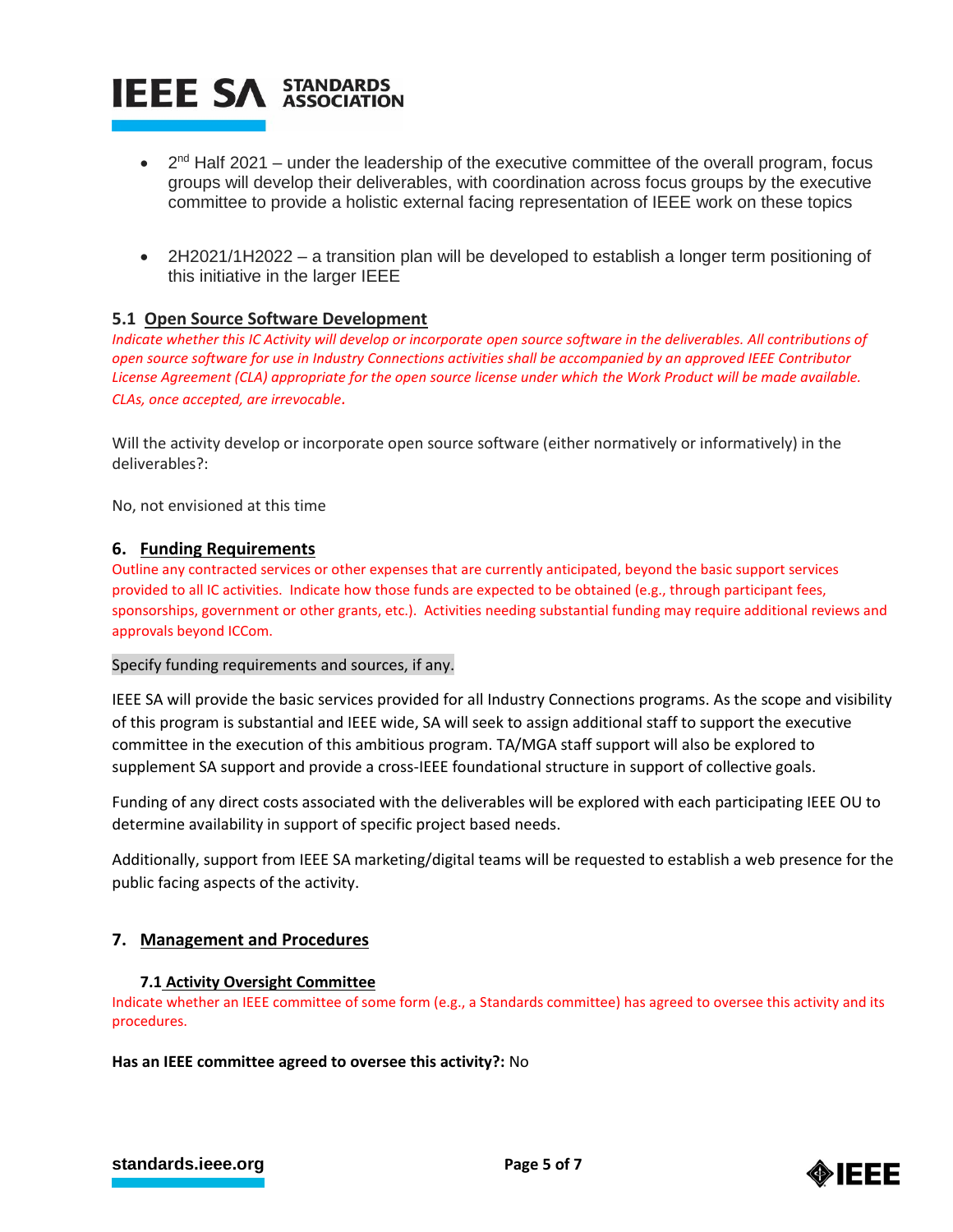- 2nd Half 2021 – under the leadership of the executive committee of the overall program, focus groups will develop their deliverables, with coordination across focus groups by the executive committee to provide a holistic external facing representation of IEEE work on these topics

- 2H2021/1H2022 – a transition plan will be developed to establish a longer term positioning of this initiative in the larger IEEE

### 5.1 Open Source Software Development

*Indicate whether this IC Activity will develop or incorporate open source software in the deliverables. All contributions of open source software for use in Industry Connections activities shall be accompanied by an approved IEEE Contributor License Agreement (CLA) appropriate for the open source license under which the Work Product will be made available. CLAs, once accepted, are irrevocable.*

Will the activity develop or incorporate open source software (either normatively or informatively) in the deliverables?:

No, not envisioned at this time

## 6. Funding Requirements

Outline any contracted services or other expenses that are currently anticipated, beyond the basic support services provided to all IC activities. Indicate how those funds are expected to be obtained (e.g., through participant fees, sponsorships, government or other grants, etc.). Activities needing substantial funding may require additional reviews and approvals beyond ICCom.

Specify funding requirements and sources, if any.

IEEE SA will provide the basic services provided for all Industry Connections programs. As the scope and visibility of this program is substantial and IEEE wide, SA will seek to assign additional staff to support the executive committee in the execution of this ambitious program. TA/MGA staff support will also be explored to supplement SA support and provide a cross-IEEE foundational structure in support of collective goals.

Funding of any direct costs associated with the deliverables will be explored with each participating IEEE OU to determine availability in support of specific project based needs.

Additionally, support from IEEE SA marketing/digital teams will be requested to establish a web presence for the public facing aspects of the activity.

## 7. Management and Procedures

### 7.1 Activity Oversight Committee

Indicate whether an IEEE committee of some form (e.g., a Standards committee) has agreed to oversee this activity and its procedures.

**Has an IEEE committee agreed to oversee this activity?:** No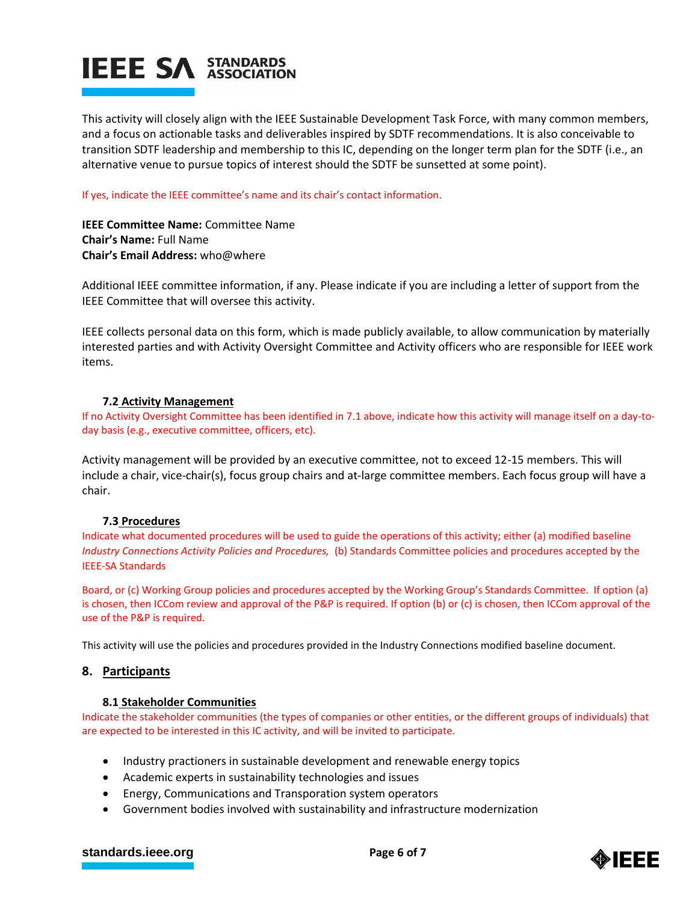This activity will closely align with the IEEE Sustainable Development Task Force, with many common members, and a focus on actionable tasks and deliverables inspired by SDTF recommendations. It is also conceivable to transition SDTF leadership and membership to this IC, depending on the longer term plan for the SDTF (i.e., an alternative venue to pursue topics of interest should the SDTF be sunsetted at some point).

If yes, indicate the IEEE committee's name and its chair's contact information.

**IEEE Committee Name:** Committee Name
**Chair's Name:** Full Name
**Chair's Email Address:** who@where

Additional IEEE committee information, if any. Please indicate if you are including a letter of support from the IEEE Committee that will oversee this activity.

IEEE collects personal data on this form, which is made publicly available, to allow communication by materially interested parties and with Activity Oversight Committee and Activity officers who are responsible for IEEE work items.

### 7.2 Activity Management

If no Activity Oversight Committee has been identified in 7.1 above, indicate how this activity will manage itself on a day-to-day basis (e.g., executive committee, officers, etc).

Activity management will be provided by an executive committee, not to exceed 12-15 members. This will include a chair, vice-chair(s), focus group chairs and at-large committee members. Each focus group will have a chair.

### 7.3 Procedures

Indicate what documented procedures will be used to guide the operations of this activity; either (a) modified baseline *Industry Connections Activity Policies and Procedures,* (b) Standards Committee policies and procedures accepted by the IEEE-SA Standards

Board, or (c) Working Group policies and procedures accepted by the Working Group's Standards Committee. If option (a) is chosen, then ICCom review and approval of the P&P is required. If option (b) or (c) is chosen, then ICCom approval of the use of the P&P is required.

This activity will use the policies and procedures provided in the Industry Connections modified baseline document.

## 8. Participants

### 8.1 Stakeholder Communities

Indicate the stakeholder communities (the types of companies or other entities, or the different groups of individuals) that are expected to be interested in this IC activity, and will be invited to participate.

- Industry practioners in sustainable development and renewable energy topics
- Academic experts in sustainability technologies and issues
- Energy, Communications and Transporation system operators
- Government bodies involved with sustainability and infrastructure modernization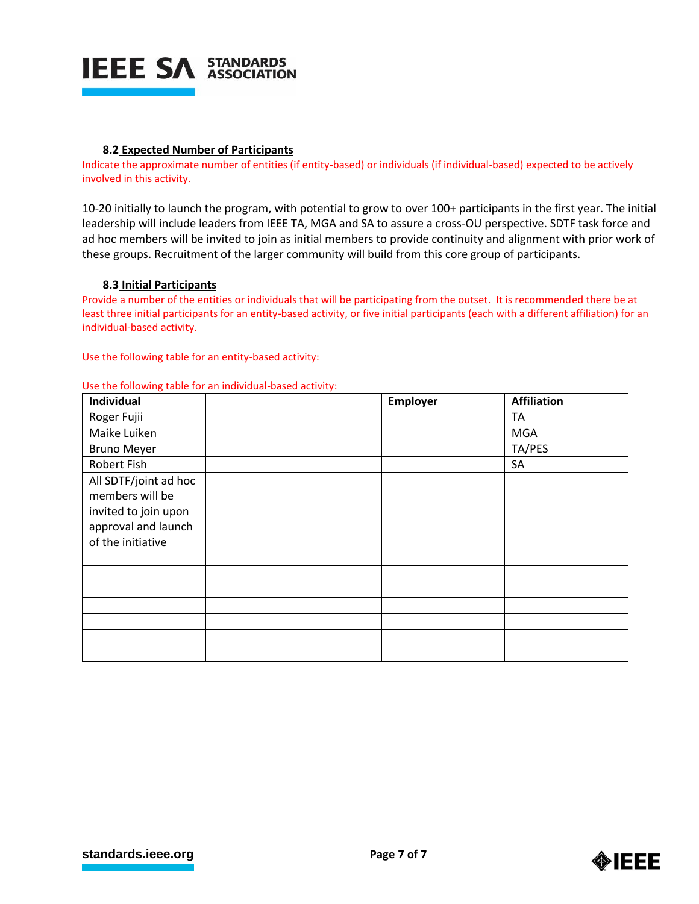### 8.2 Expected Number of Participants

Indicate the approximate number of entities (if entity-based) or individuals (if individual-based) expected to be actively involved in this activity.

10-20 initially to launch the program, with potential to grow to over 100+ participants in the first year. The initial leadership will include leaders from IEEE TA, MGA and SA to assure a cross-OU perspective. SDTF task force and ad hoc members will be invited to join as initial members to provide continuity and alignment with prior work of these groups. Recruitment of the larger community will build from this core group of participants.

### 8.3 Initial Participants

Provide a number of the entities or individuals that will be participating from the outset. It is recommended there be at least three initial participants for an entity-based activity, or five initial participants (each with a different affiliation) for an individual-based activity.

Use the following table for an entity-based activity:

Use the following table for an individual-based activity:

| Individual | | Employer | Affiliation |
|---|---|---|---|
| Roger Fujii | | | TA |
| Maike Luiken | | | MGA |
| Bruno Meyer | | | TA/PES |
| Robert Fish | | | SA |
| All SDTF/joint ad hoc members will be invited to join upon approval and launch of the initiative | | | |
| | | | |
| | | | |
| | | | |
| | | | |
| | | | |
| | | | |
| | | | |